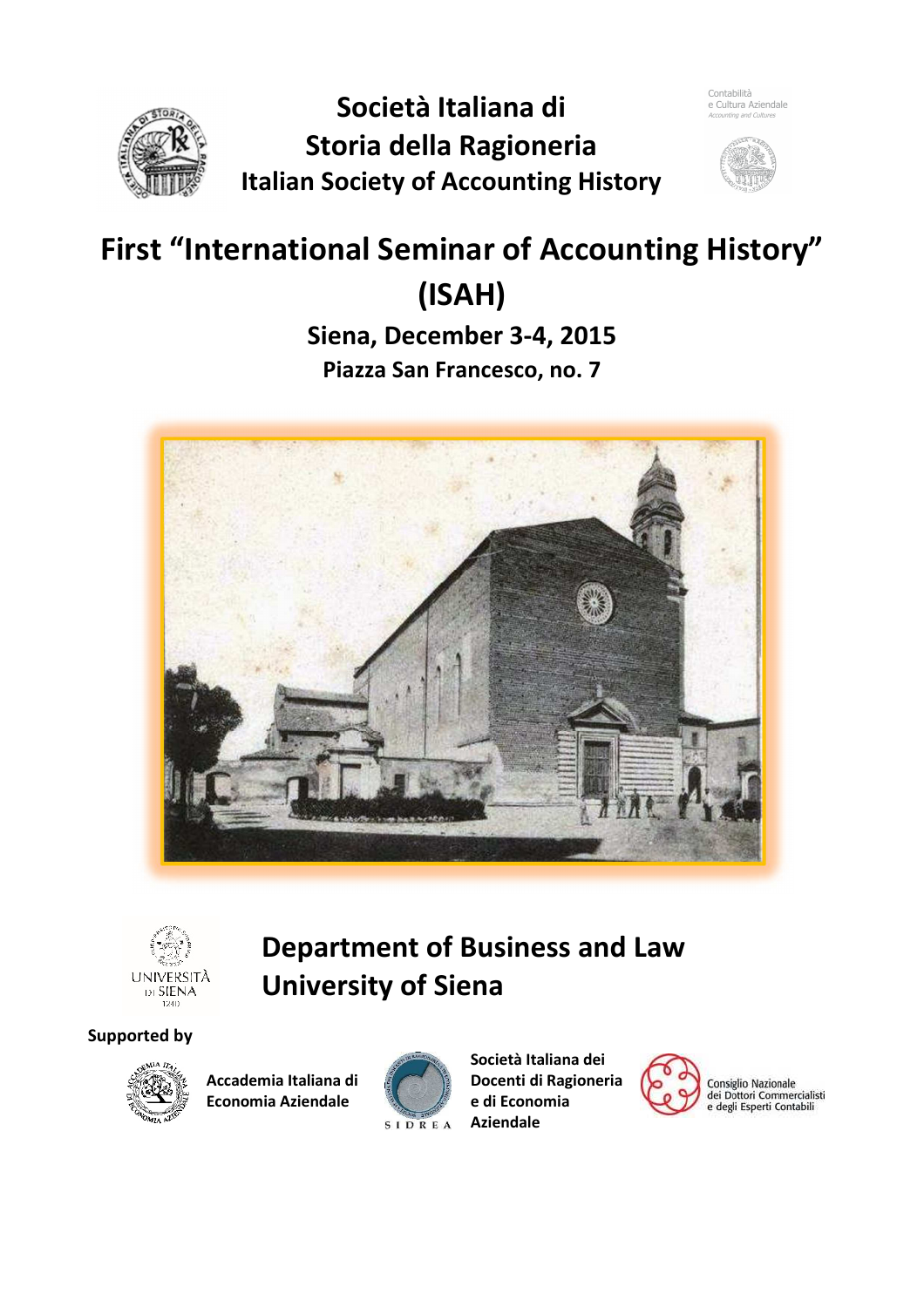# Società Italiana di Storia della Ragioneria

## Italian Society of Accounting History

Contabilità e Cultura Aziendale
*Accounting and Cultures*

# First "International Seminar of Accounting History" (ISAH)

### Siena, December 3-4, 2015

**Piazza San Francesco, no. 7**

## Department of Business and Law
## University of Siena

**Supported by**

**Accademia Italiana di Economia Aziendale**

**Società Italiana dei Docenti di Ragioneria e di Economia Aziendale**

Consiglio Nazionale dei Dottori Commercialisti e degli Esperti Contabili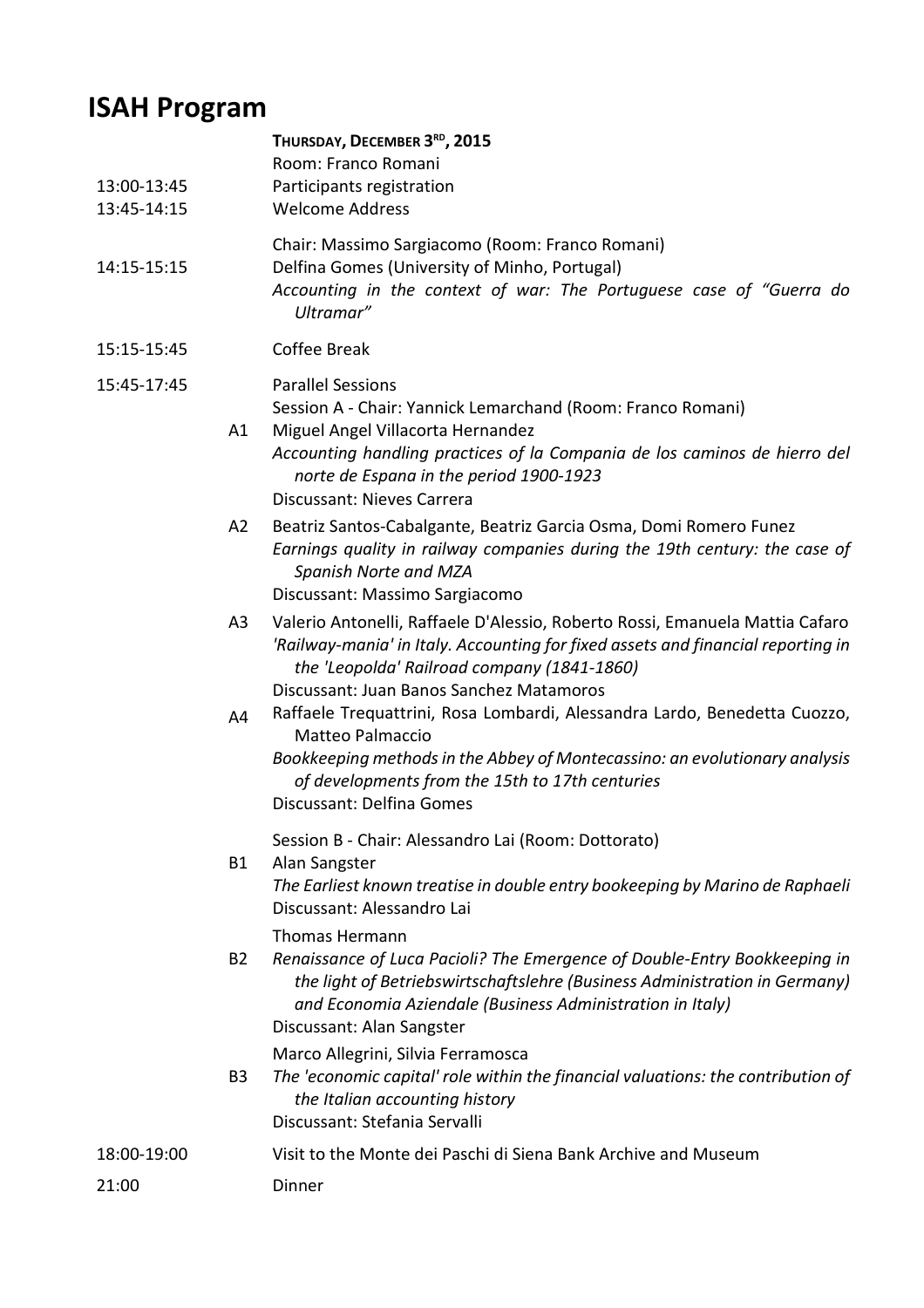# ISAH Program

**Thursday, December 3rd, 2015**

Room: Franco Romani

13:00-13:45 Participants registration

13:45-14:15 Welcome Address

Chair: Massimo Sargiacomo (Room: Franco Romani)

14:15-15:15 Delfina Gomes (University of Minho, Portugal)
*Accounting in the context of war: The Portuguese case of "Guerra do Ultramar"*

15:15-15:45 Coffee Break

15:45-17:45 Parallel Sessions

Session A - Chair: Yannick Lemarchand (Room: Franco Romani)

A1 Miguel Angel Villacorta Hernandez
*Accounting handling practices of la Compania de los caminos de hierro del norte de Espana in the period 1900-1923*
Discussant: Nieves Carrera

A2 Beatriz Santos-Cabalgante, Beatriz Garcia Osma, Domi Romero Funez
*Earnings quality in railway companies during the 19th century: the case of Spanish Norte and MZA*
Discussant: Massimo Sargiacomo

A3 Valerio Antonelli, Raffaele D'Alessio, Roberto Rossi, Emanuela Mattia Cafaro
*'Railway-mania' in Italy. Accounting for fixed assets and financial reporting in the 'Leopolda' Railroad company (1841-1860)*
Discussant: Juan Banos Sanchez Matamoros

A4 Raffaele Trequattrini, Rosa Lombardi, Alessandra Lardo, Benedetta Cuozzo, Matteo Palmaccio
*Bookkeeping methods in the Abbey of Montecassino: an evolutionary analysis of developments from the 15th to 17th centuries*
Discussant: Delfina Gomes

Session B - Chair: Alessandro Lai (Room: Dottorato)

B1 Alan Sangster
*The Earliest known treatise in double entry bookeeping by Marino de Raphaeli*
Discussant: Alessandro Lai

B2 Thomas Hermann
*Renaissance of Luca Pacioli? The Emergence of Double-Entry Bookkeeping in the light of Betriebswirtschaftslehre (Business Administration in Germany) and Economia Aziendale (Business Administration in Italy)*
Discussant: Alan Sangster

B3 Marco Allegrini, Silvia Ferramosca
*The 'economic capital' role within the financial valuations: the contribution of the Italian accounting history*
Discussant: Stefania Servalli

18:00-19:00 Visit to the Monte dei Paschi di Siena Bank Archive and Museum

21:00 Dinner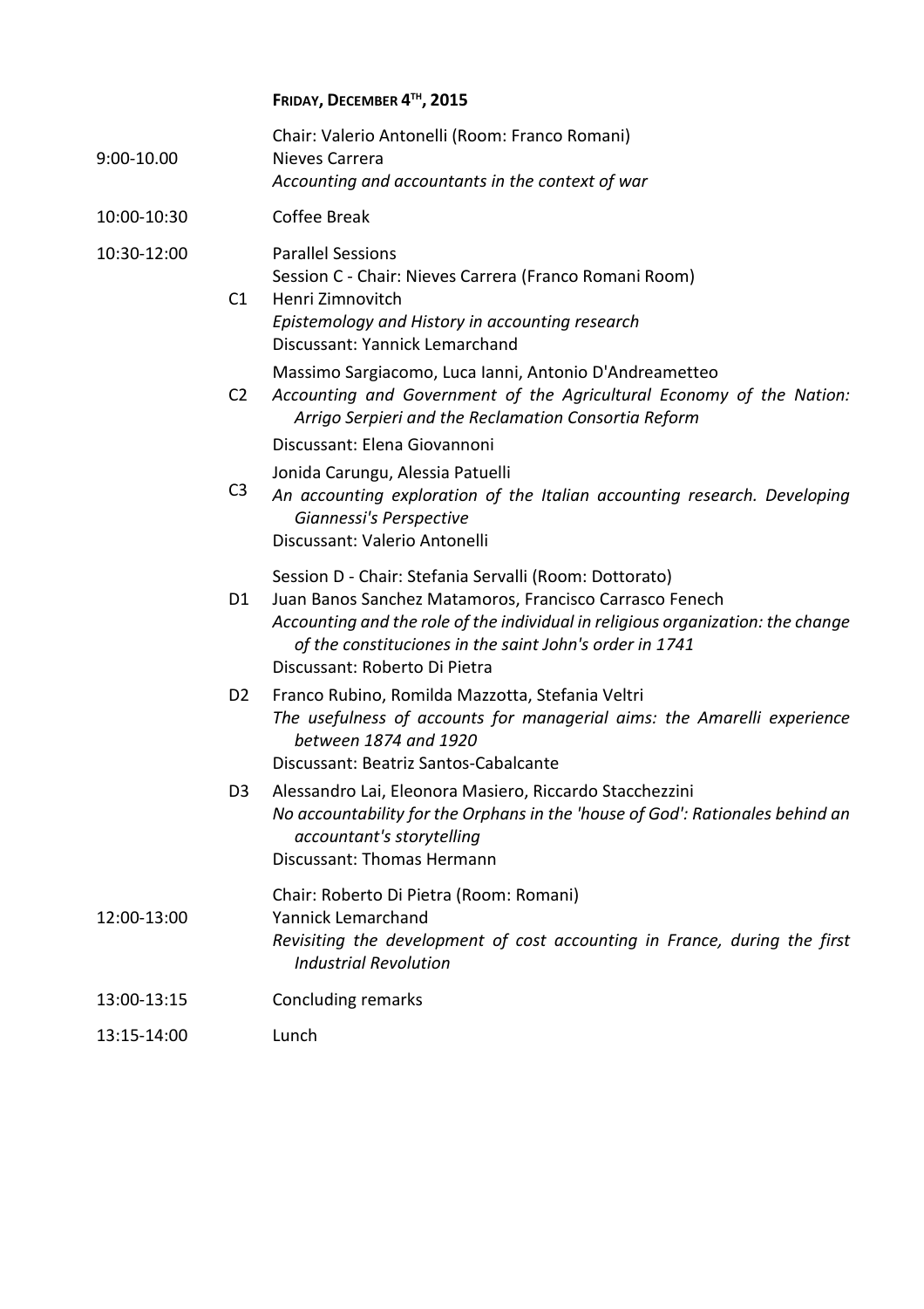**FRIDAY, DECEMBER 4TH, 2015**

| | | |
|---|---|---|
| 9:00-10.00 | | Chair: Valerio Antonelli (Room: Franco Romani)<br>Nieves Carrera<br>*Accounting and accountants in the context of war* |
| 10:00-10:30 | | Coffee Break |
| 10:30-12:00 | | Parallel Sessions<br>Session C - Chair: Nieves Carrera (Franco Romani Room) |
| | C1 | Henri Zimnovitch<br>*Epistemology and History in accounting research*<br>Discussant: Yannick Lemarchand |
| | C2 | Massimo Sargiacomo, Luca Ianni, Antonio D'Andreametteo<br>*Accounting and Government of the Agricultural Economy of the Nation: Arrigo Serpieri and the Reclamation Consortia Reform*<br>Discussant: Elena Giovannoni |
| | C3 | Jonida Carungu, Alessia Patuelli<br>*An accounting exploration of the Italian accounting research. Developing Giannessi's Perspective*<br>Discussant: Valerio Antonelli |
| | | Session D - Chair: Stefania Servalli (Room: Dottorato) |
| | D1 | Juan Banos Sanchez Matamoros, Francisco Carrasco Fenech<br>*Accounting and the role of the individual in religious organization: the change of the constituciones in the saint John's order in 1741*<br>Discussant: Roberto Di Pietra |
| | D2 | Franco Rubino, Romilda Mazzotta, Stefania Veltri<br>*The usefulness of accounts for managerial aims: the Amarelli experience between 1874 and 1920*<br>Discussant: Beatriz Santos-Cabalcante |
| | D3 | Alessandro Lai, Eleonora Masiero, Riccardo Stacchezzini<br>*No accountability for the Orphans in the 'house of God': Rationales behind an accountant's storytelling*<br>Discussant: Thomas Hermann |
| 12:00-13:00 | | Chair: Roberto Di Pietra (Room: Romani)<br>Yannick Lemarchand<br>*Revisiting the development of cost accounting in France, during the first Industrial Revolution* |
| 13:00-13:15 | | Concluding remarks |
| 13:15-14:00 | | Lunch |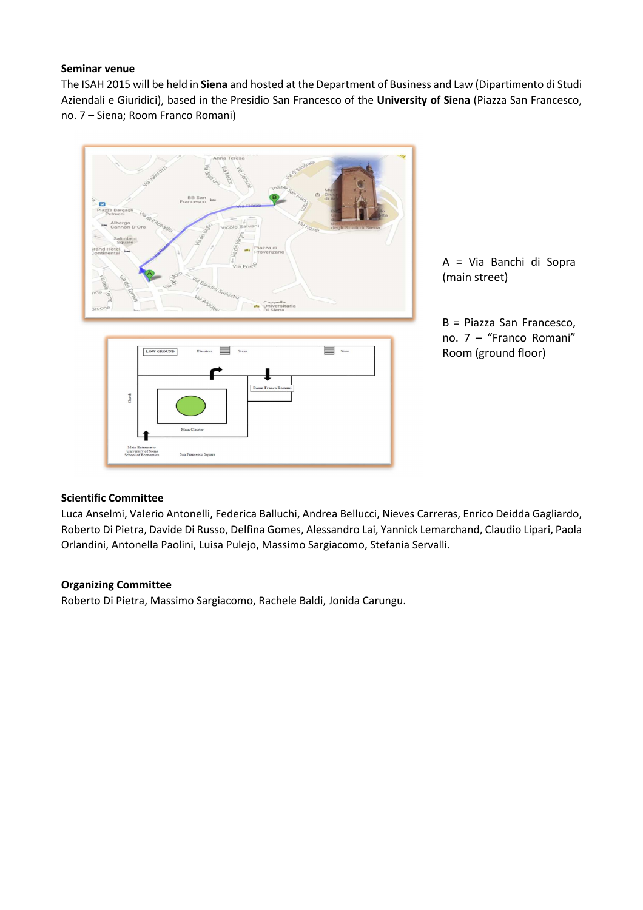**Seminar venue**

The ISAH 2015 will be held in **Siena** and hosted at the Department of Business and Law (Dipartimento di Studi Aziendali e Giuridici), based in the Presidio San Francesco of the **University of Siena** (Piazza San Francesco, no. 7 – Siena; Room Franco Romani)

A = Via Banchi di Sopra (main street)

B = Piazza San Francesco, no. 7 – "Franco Romani" Room (ground floor)

**Scientific Committee**

Luca Anselmi, Valerio Antonelli, Federica Balluchi, Andrea Bellucci, Nieves Carreras, Enrico Deidda Gagliardo, Roberto Di Pietra, Davide Di Russo, Delfina Gomes, Alessandro Lai, Yannick Lemarchand, Claudio Lipari, Paola Orlandini, Antonella Paolini, Luisa Pulejo, Massimo Sargiacomo, Stefania Servalli.

**Organizing Committee**

Roberto Di Pietra, Massimo Sargiacomo, Rachele Baldi, Jonida Carungu.